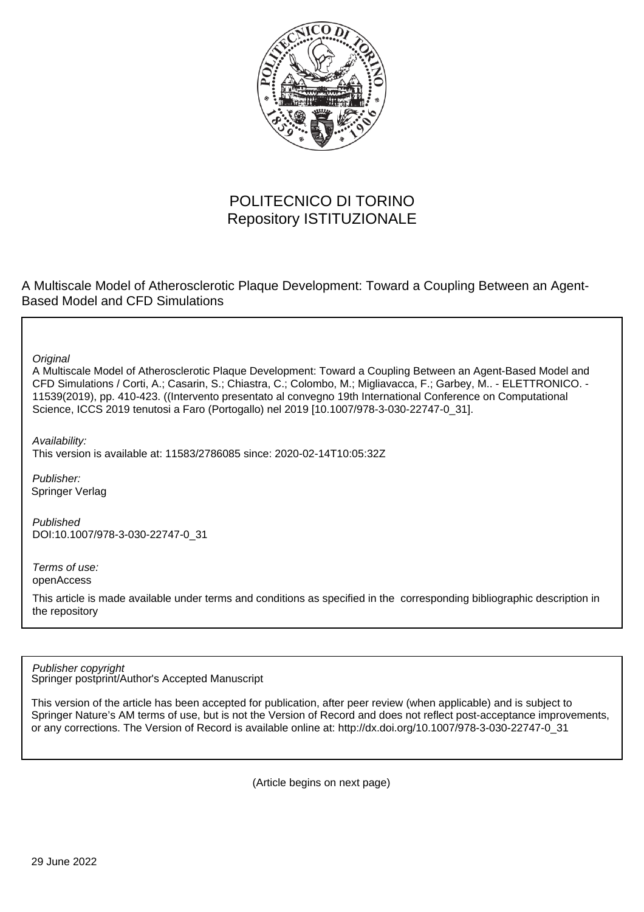POLITECNICO DI TORINO
Repository ISTITUZIONALE

A Multiscale Model of Atherosclerotic Plaque Development: Toward a Coupling Between an Agent-Based Model and CFD Simulations

*Original*
A Multiscale Model of Atherosclerotic Plaque Development: Toward a Coupling Between an Agent-Based Model and CFD Simulations / Corti, A.; Casarin, S.; Chiastra, C.; Colombo, M.; Migliavacca, F.; Garbey, M.. - ELETTRONICO. - 11539(2019), pp. 410-423. ((Intervento presentato al convegno 19th International Conference on Computational Science, ICCS 2019 tenutosi a Faro (Portogallo) nel 2019 [10.1007/978-3-030-22747-0_31].

*Availability:*
This version is available at: 11583/2786085 since: 2020-02-14T10:05:32Z

*Publisher:*
Springer Verlag

*Published*
DOI:10.1007/978-3-030-22747-0_31

*Terms of use:*
openAccess

This article is made available under terms and conditions as specified in the corresponding bibliographic description in the repository

*Publisher copyright*
Springer postprint/Author's Accepted Manuscript

This version of the article has been accepted for publication, after peer review (when applicable) and is subject to Springer Nature's AM terms of use, but is not the Version of Record and does not reflect post-acceptance improvements, or any corrections. The Version of Record is available online at: http://dx.doi.org/10.1007/978-3-030-22747-0_31

(Article begins on next page)

29 June 2022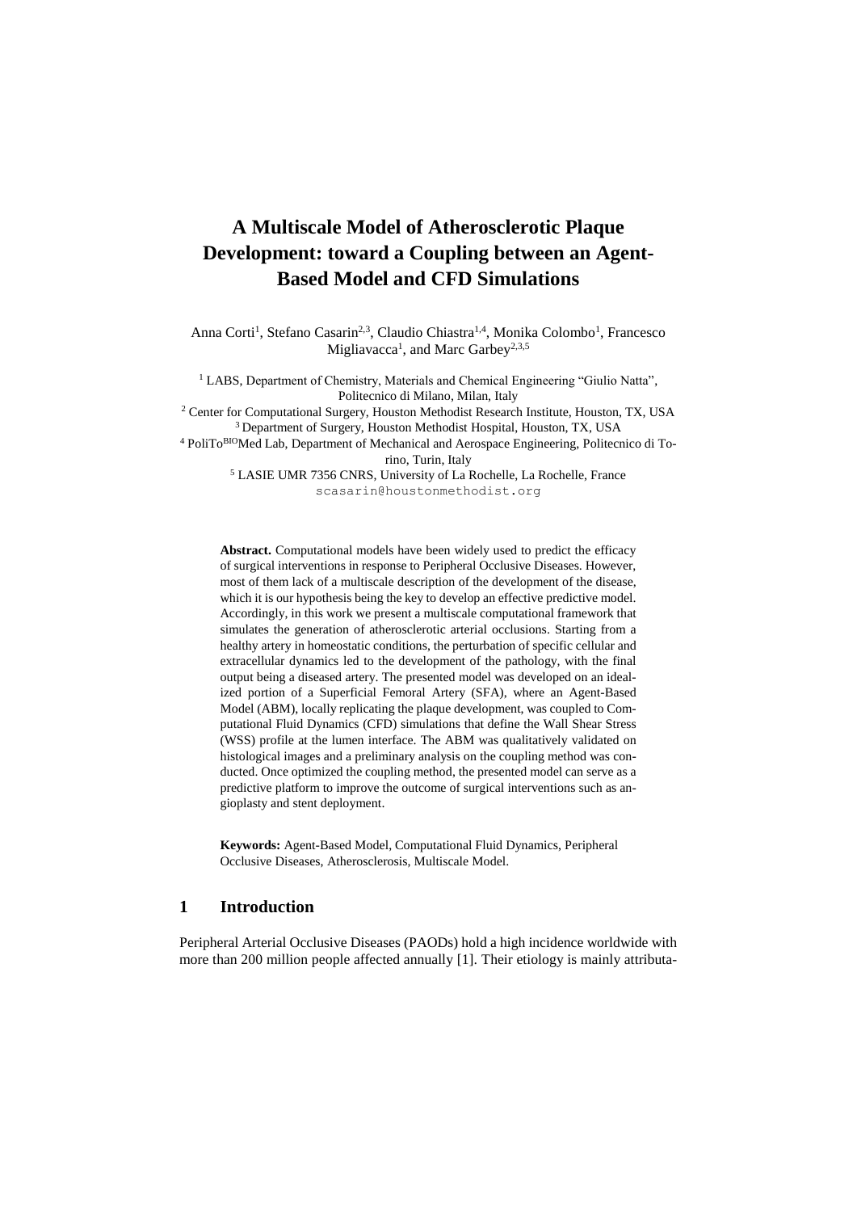# A Multiscale Model of Atherosclerotic Plaque Development: toward a Coupling between an Agent-Based Model and CFD Simulations

Anna Corti[1], Stefano Casarin[2,3], Claudio Chiastra[1,4], Monika Colombo[1], Francesco Migliavacca[1], and Marc Garbey[2,3,5]

[1] LABS, Department of Chemistry, Materials and Chemical Engineering "Giulio Natta", Politecnico di Milano, Milan, Italy

[2] Center for Computational Surgery, Houston Methodist Research Institute, Houston, TX, USA

[3] Department of Surgery, Houston Methodist Hospital, Houston, TX, USA

[4] PoliTo[BIO]Med Lab, Department of Mechanical and Aerospace Engineering, Politecnico di Torino, Turin, Italy

[5] LASIE UMR 7356 CNRS, University of La Rochelle, La Rochelle, France

scasarin@houstonmethodist.org

**Abstract.** Computational models have been widely used to predict the efficacy of surgical interventions in response to Peripheral Occlusive Diseases. However, most of them lack of a multiscale description of the development of the disease, which it is our hypothesis being the key to develop an effective predictive model. Accordingly, in this work we present a multiscale computational framework that simulates the generation of atherosclerotic arterial occlusions. Starting from a healthy artery in homeostatic conditions, the perturbation of specific cellular and extracellular dynamics led to the development of the pathology, with the final output being a diseased artery. The presented model was developed on an idealized portion of a Superficial Femoral Artery (SFA), where an Agent-Based Model (ABM), locally replicating the plaque development, was coupled to Computational Fluid Dynamics (CFD) simulations that define the Wall Shear Stress (WSS) profile at the lumen interface. The ABM was qualitatively validated on histological images and a preliminary analysis on the coupling method was conducted. Once optimized the coupling method, the presented model can serve as a predictive platform to improve the outcome of surgical interventions such as angioplasty and stent deployment.

**Keywords:** Agent-Based Model, Computational Fluid Dynamics, Peripheral Occlusive Diseases, Atherosclerosis, Multiscale Model.

## 1 Introduction

Peripheral Arterial Occlusive Diseases (PAODs) hold a high incidence worldwide with more than 200 million people affected annually [1]. Their etiology is mainly attributa-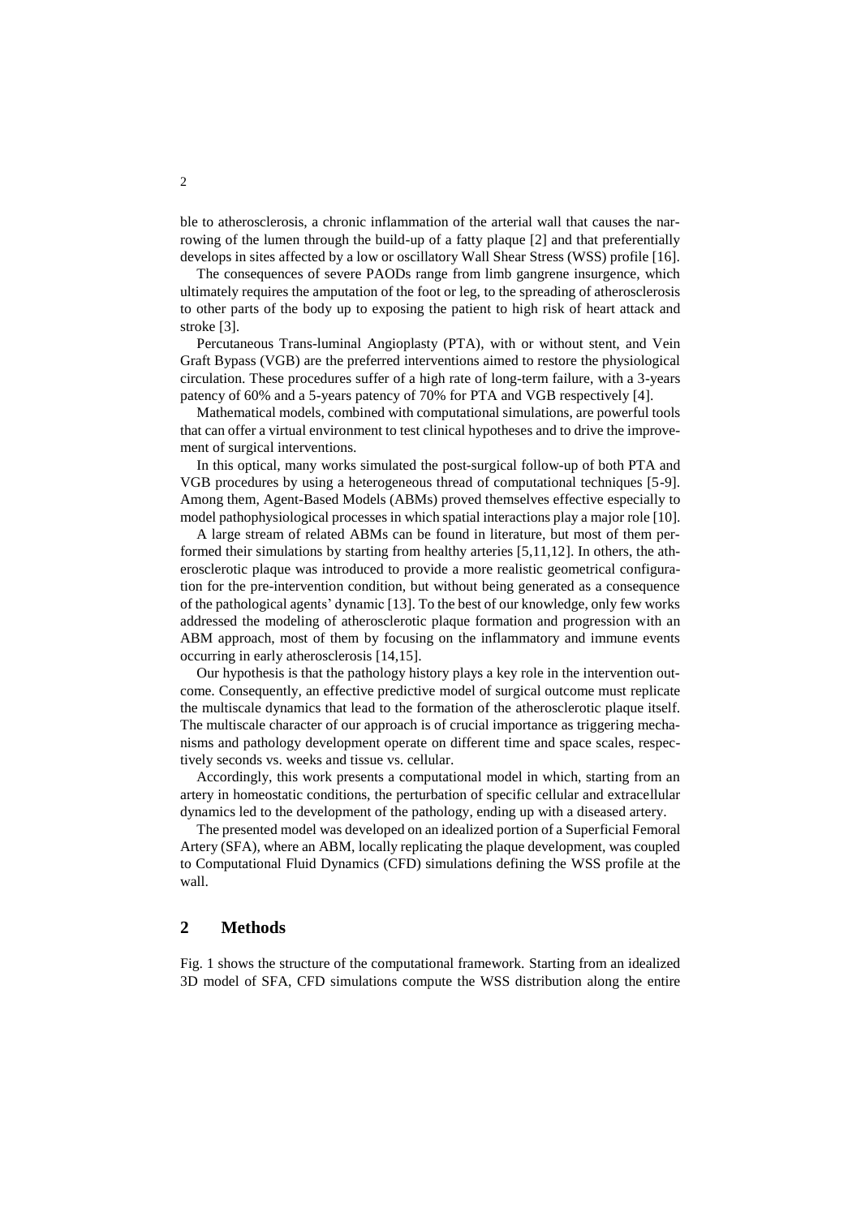ble to atherosclerosis, a chronic inflammation of the arterial wall that causes the narrowing of the lumen through the build-up of a fatty plaque [2] and that preferentially develops in sites affected by a low or oscillatory Wall Shear Stress (WSS) profile [16].

The consequences of severe PAODs range from limb gangrene insurgence, which ultimately requires the amputation of the foot or leg, to the spreading of atherosclerosis to other parts of the body up to exposing the patient to high risk of heart attack and stroke [3].

Percutaneous Trans-luminal Angioplasty (PTA), with or without stent, and Vein Graft Bypass (VGB) are the preferred interventions aimed to restore the physiological circulation. These procedures suffer of a high rate of long-term failure, with a 3-years patency of 60% and a 5-years patency of 70% for PTA and VGB respectively [4].

Mathematical models, combined with computational simulations, are powerful tools that can offer a virtual environment to test clinical hypotheses and to drive the improvement of surgical interventions.

In this optical, many works simulated the post-surgical follow-up of both PTA and VGB procedures by using a heterogeneous thread of computational techniques [5-9]. Among them, Agent-Based Models (ABMs) proved themselves effective especially to model pathophysiological processes in which spatial interactions play a major role [10].

A large stream of related ABMs can be found in literature, but most of them performed their simulations by starting from healthy arteries [5,11,12]. In others, the atherosclerotic plaque was introduced to provide a more realistic geometrical configuration for the pre-intervention condition, but without being generated as a consequence of the pathological agents' dynamic [13]. To the best of our knowledge, only few works addressed the modeling of atherosclerotic plaque formation and progression with an ABM approach, most of them by focusing on the inflammatory and immune events occurring in early atherosclerosis [14,15].

Our hypothesis is that the pathology history plays a key role in the intervention outcome. Consequently, an effective predictive model of surgical outcome must replicate the multiscale dynamics that lead to the formation of the atherosclerotic plaque itself. The multiscale character of our approach is of crucial importance as triggering mechanisms and pathology development operate on different time and space scales, respectively seconds vs. weeks and tissue vs. cellular.

Accordingly, this work presents a computational model in which, starting from an artery in homeostatic conditions, the perturbation of specific cellular and extracellular dynamics led to the development of the pathology, ending up with a diseased artery.

The presented model was developed on an idealized portion of a Superficial Femoral Artery (SFA), where an ABM, locally replicating the plaque development, was coupled to Computational Fluid Dynamics (CFD) simulations defining the WSS profile at the wall.

## 2 Methods

Fig. 1 shows the structure of the computational framework. Starting from an idealized 3D model of SFA, CFD simulations compute the WSS distribution along the entire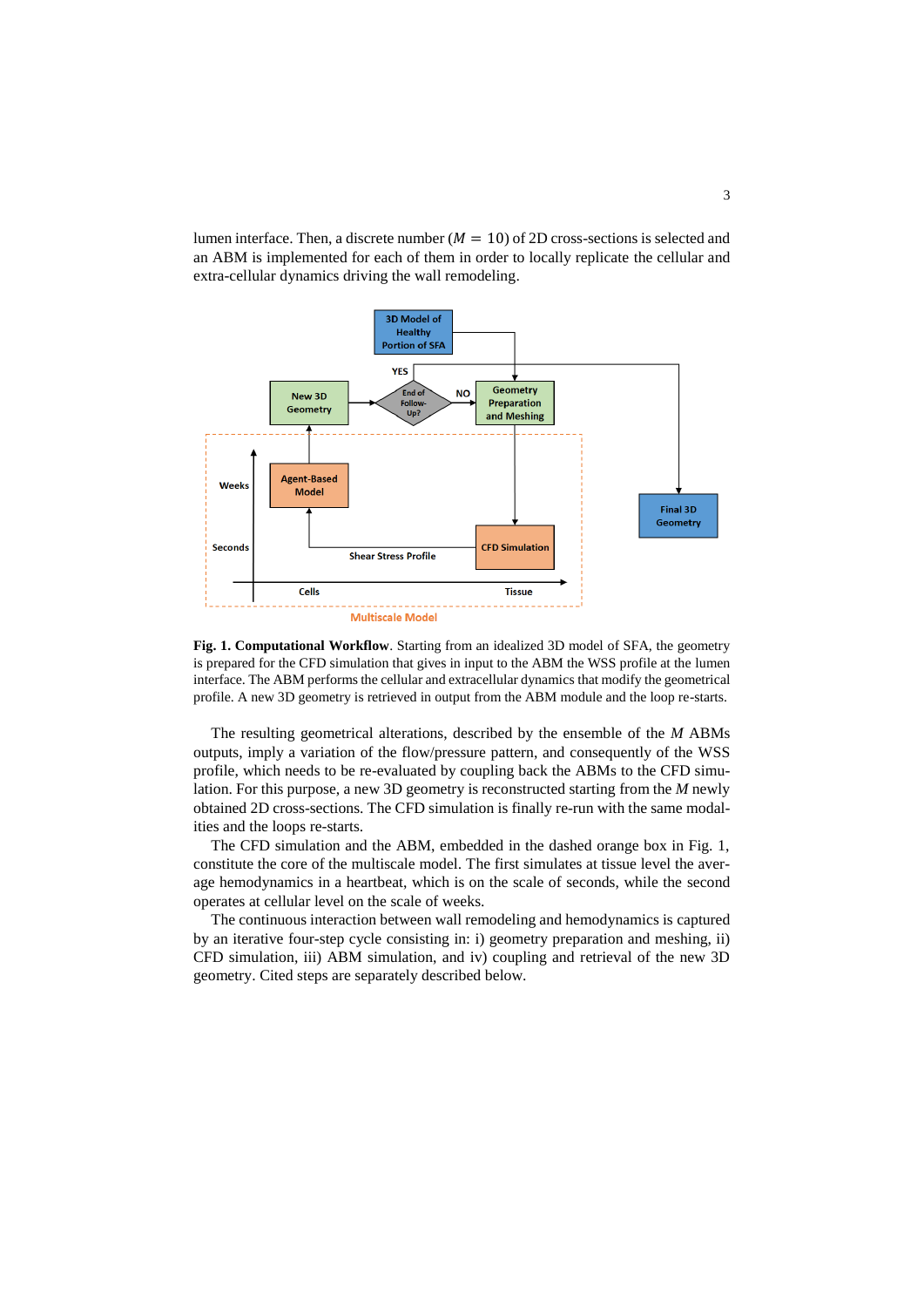lumen interface. Then, a discrete number ($M = 10$) of 2D cross-sections is selected and an ABM is implemented for each of them in order to locally replicate the cellular and extra-cellular dynamics driving the wall remodeling.

**Fig. 1. Computational Workflow**. Starting from an idealized 3D model of SFA, the geometry is prepared for the CFD simulation that gives in input to the ABM the WSS profile at the lumen interface. The ABM performs the cellular and extracellular dynamics that modify the geometrical profile. A new 3D geometry is retrieved in output from the ABM module and the loop re-starts.

The resulting geometrical alterations, described by the ensemble of the $M$ ABMs outputs, imply a variation of the flow/pressure pattern, and consequently of the WSS profile, which needs to be re-evaluated by coupling back the ABMs to the CFD simulation. For this purpose, a new 3D geometry is reconstructed starting from the $M$ newly obtained 2D cross-sections. The CFD simulation is finally re-run with the same modalities and the loops re-starts.

The CFD simulation and the ABM, embedded in the dashed orange box in Fig. 1, constitute the core of the multiscale model. The first simulates at tissue level the average hemodynamics in a heartbeat, which is on the scale of seconds, while the second operates at cellular level on the scale of weeks.

The continuous interaction between wall remodeling and hemodynamics is captured by an iterative four-step cycle consisting in: i) geometry preparation and meshing, ii) CFD simulation, iii) ABM simulation, and iv) coupling and retrieval of the new 3D geometry. Cited steps are separately described below.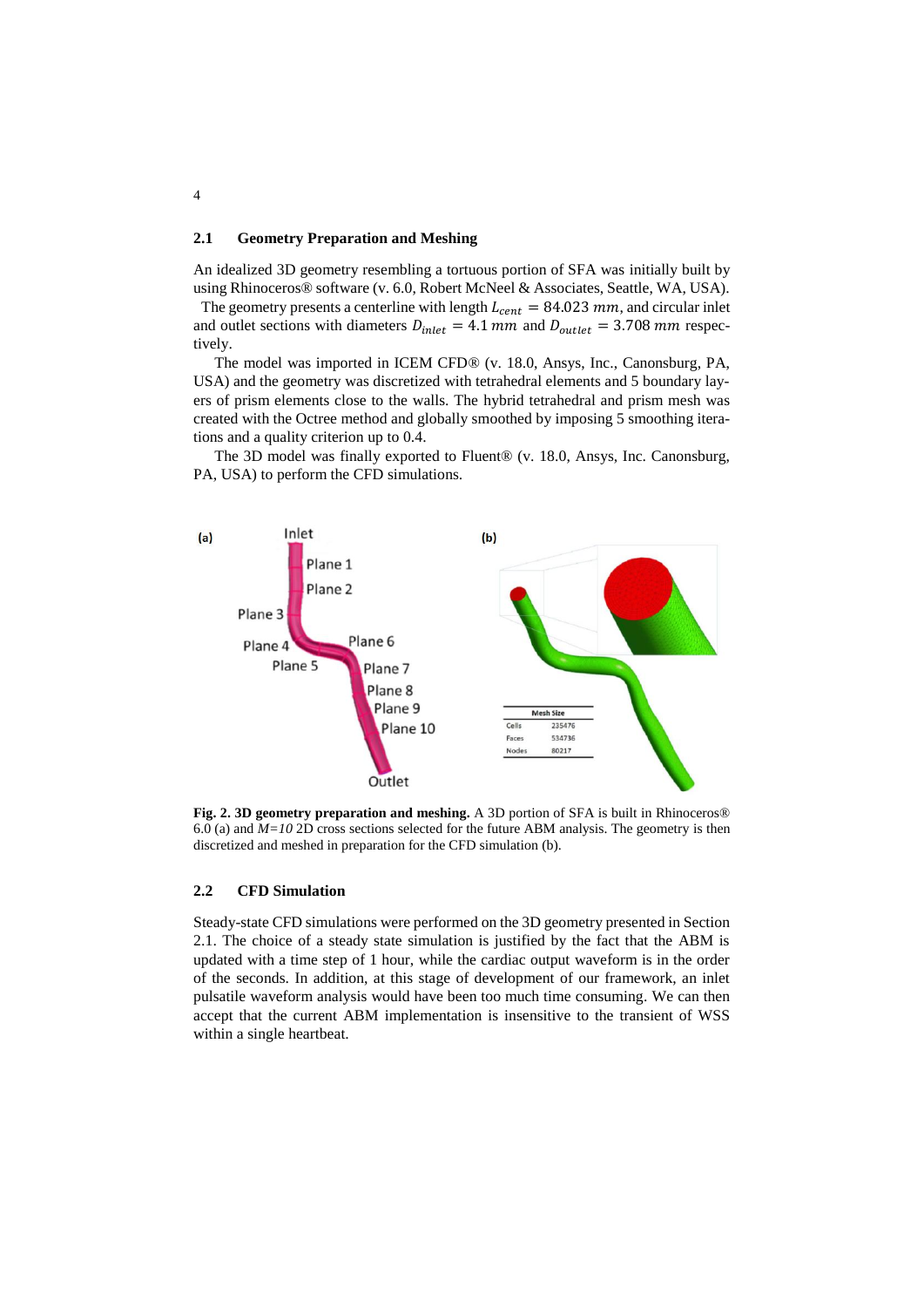## 2.1 Geometry Preparation and Meshing

An idealized 3D geometry resembling a tortuous portion of SFA was initially built by using Rhinoceros® software (v. 6.0, Robert McNeel & Associates, Seattle, WA, USA). The geometry presents a centerline with length $L_{cent} = 84.023\ mm$, and circular inlet and outlet sections with diameters $D_{inlet} = 4.1\ mm$ and $D_{outlet} = 3.708\ mm$ respectively.

The model was imported in ICEM CFD® (v. 18.0, Ansys, Inc., Canonsburg, PA, USA) and the geometry was discretized with tetrahedral elements and 5 boundary layers of prism elements close to the walls. The hybrid tetrahedral and prism mesh was created with the Octree method and globally smoothed by imposing 5 smoothing iterations and a quality criterion up to 0.4.

The 3D model was finally exported to Fluent® (v. 18.0, Ansys, Inc. Canonsburg, PA, USA) to perform the CFD simulations.

| Mesh Size | |
|---|---|
| Cells | 235476 |
| Faces | 534736 |
| Nodes | 80217 |

**Fig. 2. 3D geometry preparation and meshing.** A 3D portion of SFA is built in Rhinoceros® 6.0 (a) and *M=10* 2D cross sections selected for the future ABM analysis. The geometry is then discretized and meshed in preparation for the CFD simulation (b).

## 2.2 CFD Simulation

Steady-state CFD simulations were performed on the 3D geometry presented in Section 2.1. The choice of a steady state simulation is justified by the fact that the ABM is updated with a time step of 1 hour, while the cardiac output waveform is in the order of the seconds. In addition, at this stage of development of our framework, an inlet pulsatile waveform analysis would have been too much time consuming. We can then accept that the current ABM implementation is insensitive to the transient of WSS within a single heartbeat.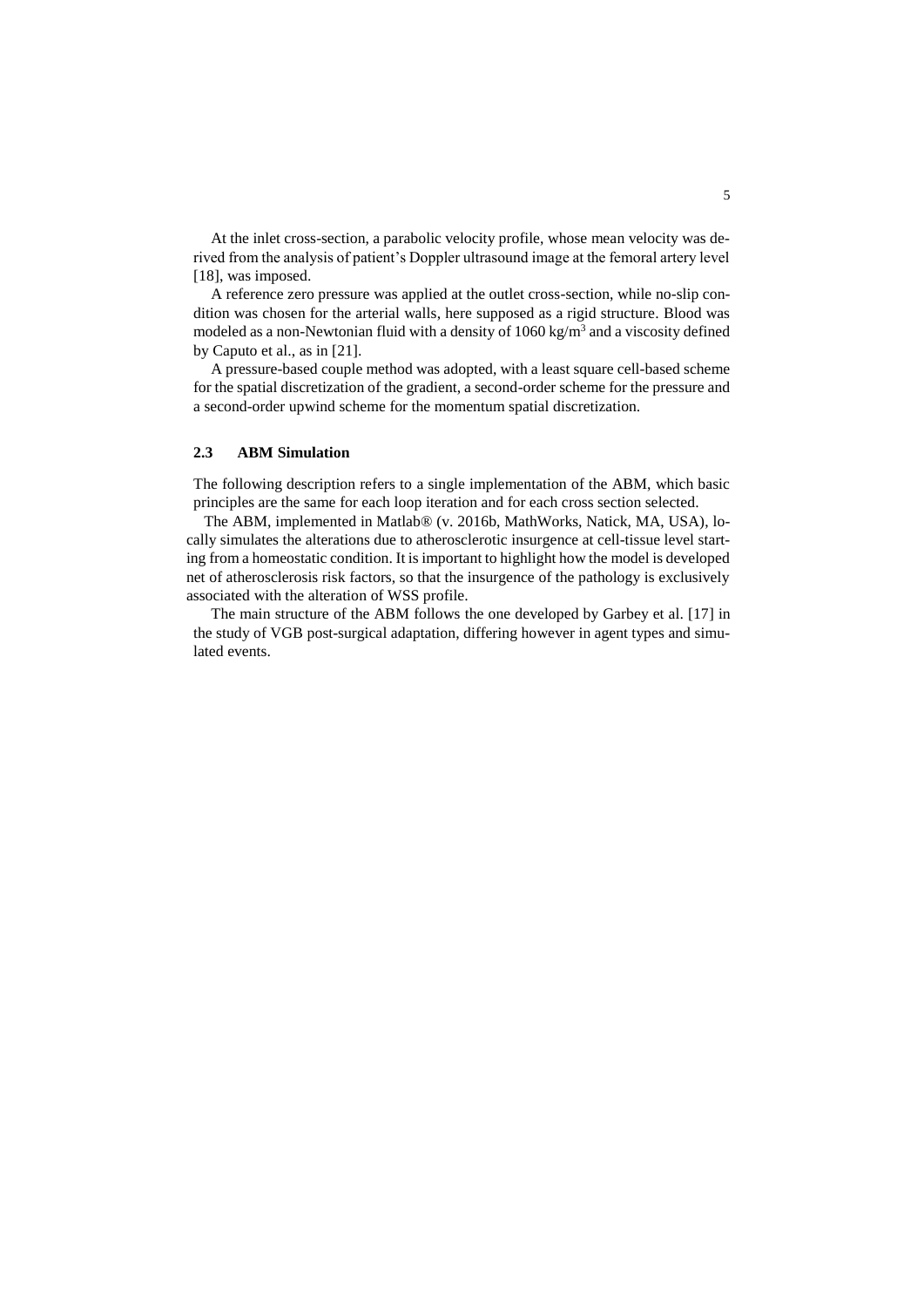At the inlet cross-section, a parabolic velocity profile, whose mean velocity was derived from the analysis of patient's Doppler ultrasound image at the femoral artery level [18], was imposed.

A reference zero pressure was applied at the outlet cross-section, while no-slip condition was chosen for the arterial walls, here supposed as a rigid structure. Blood was modeled as a non-Newtonian fluid with a density of 1060 kg/m$^3$ and a viscosity defined by Caputo et al., as in [21].

A pressure-based couple method was adopted, with a least square cell-based scheme for the spatial discretization of the gradient, a second-order scheme for the pressure and a second-order upwind scheme for the momentum spatial discretization.

### 2.3 ABM Simulation

The following description refers to a single implementation of the ABM, which basic principles are the same for each loop iteration and for each cross section selected.

The ABM, implemented in Matlab® (v. 2016b, MathWorks, Natick, MA, USA), locally simulates the alterations due to atherosclerotic insurgence at cell-tissue level starting from a homeostatic condition. It is important to highlight how the model is developed net of atherosclerosis risk factors, so that the insurgence of the pathology is exclusively associated with the alteration of WSS profile.

The main structure of the ABM follows the one developed by Garbey et al. [17] in the study of VGB post-surgical adaptation, differing however in agent types and simulated events.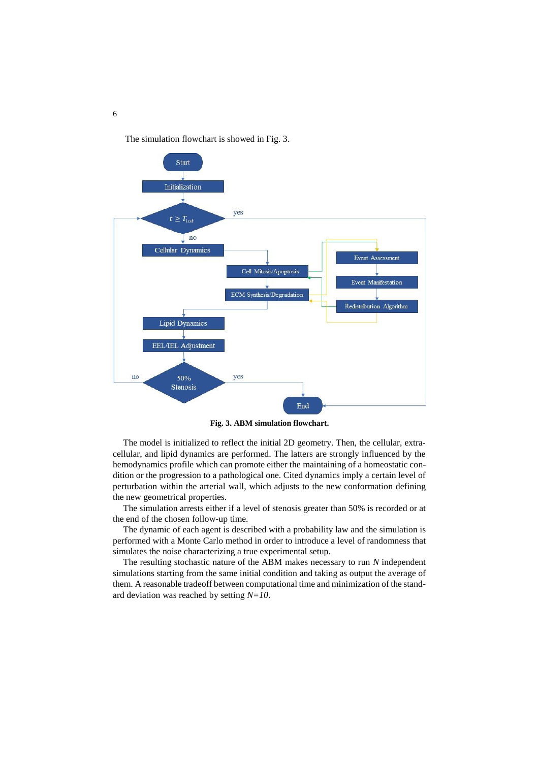The simulation flowchart is showed in Fig. 3.

**Fig. 3. ABM simulation flowchart.**

The model is initialized to reflect the initial 2D geometry. Then, the cellular, extra-cellular, and lipid dynamics are performed. The latters are strongly influenced by the hemodynamics profile which can promote either the maintaining of a homeostatic condition or the progression to a pathological one. Cited dynamics imply a certain level of perturbation within the arterial wall, which adjusts to the new conformation defining the new geometrical properties.

The simulation arrests either if a level of stenosis greater than 50% is recorded or at the end of the chosen follow-up time.

The dynamic of each agent is described with a probability law and the simulation is performed with a Monte Carlo method in order to introduce a level of randomness that simulates the noise characterizing a true experimental setup.

The resulting stochastic nature of the ABM makes necessary to run $N$ independent simulations starting from the same initial condition and taking as output the average of them. A reasonable tradeoff between computational time and minimization of the standard deviation was reached by setting $N=10$.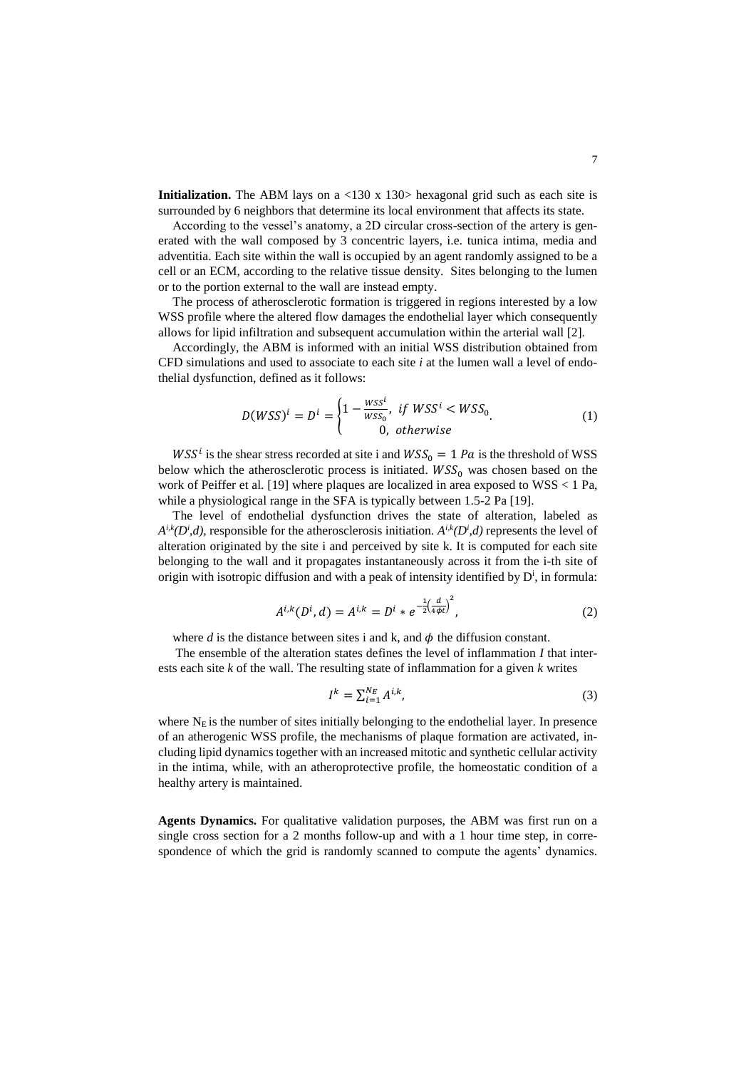**Initialization.** The ABM lays on a <130 x 130> hexagonal grid such as each site is surrounded by 6 neighbors that determine its local environment that affects its state.

According to the vessel's anatomy, a 2D circular cross-section of the artery is generated with the wall composed by 3 concentric layers, i.e. tunica intima, media and adventitia. Each site within the wall is occupied by an agent randomly assigned to be a cell or an ECM, according to the relative tissue density. Sites belonging to the lumen or to the portion external to the wall are instead empty.

The process of atherosclerotic formation is triggered in regions interested by a low WSS profile where the altered flow damages the endothelial layer which consequently allows for lipid infiltration and subsequent accumulation within the arterial wall [2].

Accordingly, the ABM is informed with an initial WSS distribution obtained from CFD simulations and used to associate to each site *i* at the lumen wall a level of endothelial dysfunction, defined as it follows:

$$D(WSS)^i = D^i = \begin{cases} 1 - \frac{WSS^i}{WSS_0}, & if\ WSS^i < WSS_0 \\ 0, & otherwise \end{cases}. \tag{1}$$

$WSS^i$ is the shear stress recorded at site i and $WSS_0 = 1\ Pa$ is the threshold of WSS below which the atherosclerotic process is initiated. $WSS_0$ was chosen based on the work of Peiffer et al. [19] where plaques are localized in area exposed to WSS < 1 Pa, while a physiological range in the SFA is typically between 1.5-2 Pa [19].

The level of endothelial dysfunction drives the state of alteration, labeled as $A^{i,k}(D^i,d)$, responsible for the atherosclerosis initiation. $A^{i,k}(D^i,d)$ represents the level of alteration originated by the site i and perceived by site k. It is computed for each site belonging to the wall and it propagates instantaneously across it from the i-th site of origin with isotropic diffusion and with a peak of intensity identified by $D^i$, in formula:

$$A^{i,k}(D^i, d) = A^{i,k} = D^i * e^{-\frac{1}{2}\left(\frac{d}{4\phi t}\right)^2}, \tag{2}$$

where *d* is the distance between sites i and k, and $\phi$ the diffusion constant.

The ensemble of the alteration states defines the level of inflammation *I* that interests each site *k* of the wall. The resulting state of inflammation for a given *k* writes

$$I^k = \sum_{i=1}^{N_E} A^{i,k}, \tag{3}$$

where $N_E$ is the number of sites initially belonging to the endothelial layer. In presence of an atherogenic WSS profile, the mechanisms of plaque formation are activated, including lipid dynamics together with an increased mitotic and synthetic cellular activity in the intima, while, with an atheroprotective profile, the homeostatic condition of a healthy artery is maintained.

**Agents Dynamics.** For qualitative validation purposes, the ABM was first run on a single cross section for a 2 months follow-up and with a 1 hour time step, in correspondence of which the grid is randomly scanned to compute the agents' dynamics.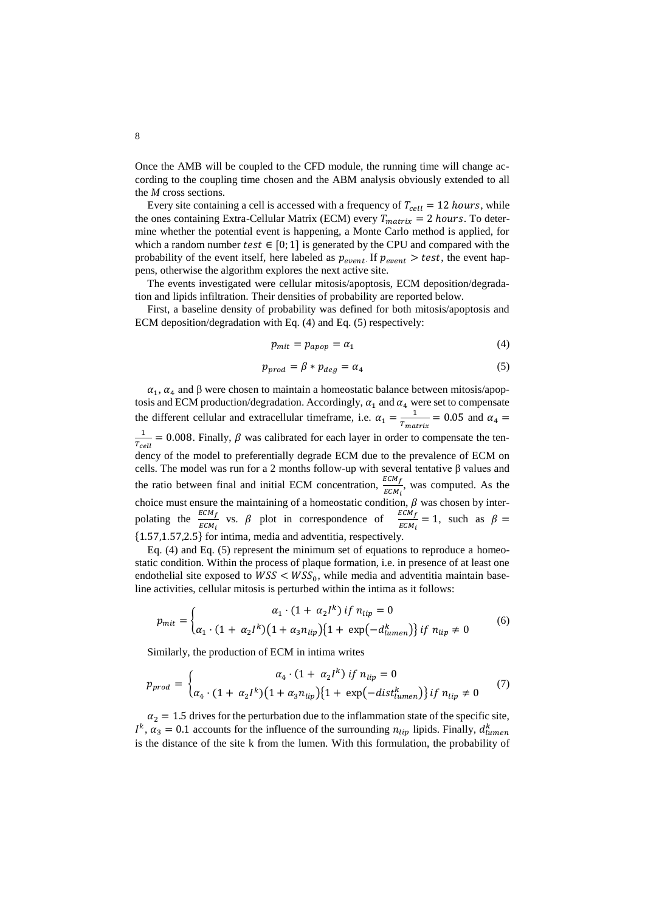Once the AMB will be coupled to the CFD module, the running time will change according to the coupling time chosen and the ABM analysis obviously extended to all the *M* cross sections.

Every site containing a cell is accessed with a frequency of $T_{cell} = 12\ hours$, while the ones containing Extra-Cellular Matrix (ECM) every $T_{matrix} = 2\ hours$. To determine whether the potential event is happening, a Monte Carlo method is applied, for which a random number $test \in [0; 1]$ is generated by the CPU and compared with the probability of the event itself, here labeled as $p_{event}$. If $p_{event} > test$, the event happens, otherwise the algorithm explores the next active site.

The events investigated were cellular mitosis/apoptosis, ECM deposition/degradation and lipids infiltration. Their densities of probability are reported below.

First, a baseline density of probability was defined for both mitosis/apoptosis and ECM deposition/degradation with Eq. (4) and Eq. (5) respectively:

$$p_{mit} = p_{apop} = \alpha_1 \tag{4}$$

$$p_{prod} = \beta * p_{deg} = \alpha_4 \tag{5}$$

$\alpha_1$, $\alpha_4$ and β were chosen to maintain a homeostatic balance between mitosis/apoptosis and ECM production/degradation. Accordingly, $\alpha_1$ and $\alpha_4$ were set to compensate the different cellular and extracellular timeframe, i.e. $\alpha_1 = \frac{1}{T_{matrix}} = 0.05$ and $\alpha_4 = \frac{1}{T_{cell}} = 0.008$. Finally, $\beta$ was calibrated for each layer in order to compensate the tendency of the model to preferentially degrade ECM due to the prevalence of ECM on cells. The model was run for a 2 months follow-up with several tentative β values and the ratio between final and initial ECM concentration, $\frac{ECM_f}{ECM_i}$, was computed. As the choice must ensure the maintaining of a homeostatic condition, $\beta$ was chosen by interpolating the $\frac{ECM_f}{ECM_i}$ vs. $\beta$ plot in correspondence of $\frac{ECM_f}{ECM_i} = 1$, such as $\beta = \{1.57, 1.57, 2.5\}$ for intima, media and adventitia, respectively.

Eq. (4) and Eq. (5) represent the minimum set of equations to reproduce a homeostatic condition. Within the process of plaque formation, i.e. in presence of at least one endothelial site exposed to $WSS < WSS_0$, while media and adventitia maintain baseline activities, cellular mitosis is perturbed within the intima as it follows:

$$p_{mit} = \begin{cases} \alpha_1 \cdot (1 + \alpha_2 I^k) \ if\ n_{lip} = 0 \\ \alpha_1 \cdot (1 + \alpha_2 I^k)(1 + \alpha_3 n_{lip})\{1 + \exp(-d_{lumen}^k)\} \ if\ n_{lip} \neq 0 \end{cases} \tag{6}$$

Similarly, the production of ECM in intima writes

$$p_{prod} = \begin{cases} \alpha_4 \cdot (1 + \alpha_2 I^k) \ if\ n_{lip} = 0 \\ \alpha_4 \cdot (1 + \alpha_2 I^k)(1 + \alpha_3 n_{lip})\{1 + \exp(-dist_{lumen}^k)\} \ if\ n_{lip} \neq 0 \end{cases} \tag{7}$$

$\alpha_2 = 1.5$ drives for the perturbation due to the inflammation state of the specific site, $I^k$, $\alpha_3 = 0.1$ accounts for the influence of the surrounding $n_{lip}$ lipids. Finally, $d_{lumen}^k$ is the distance of the site k from the lumen. With this formulation, the probability of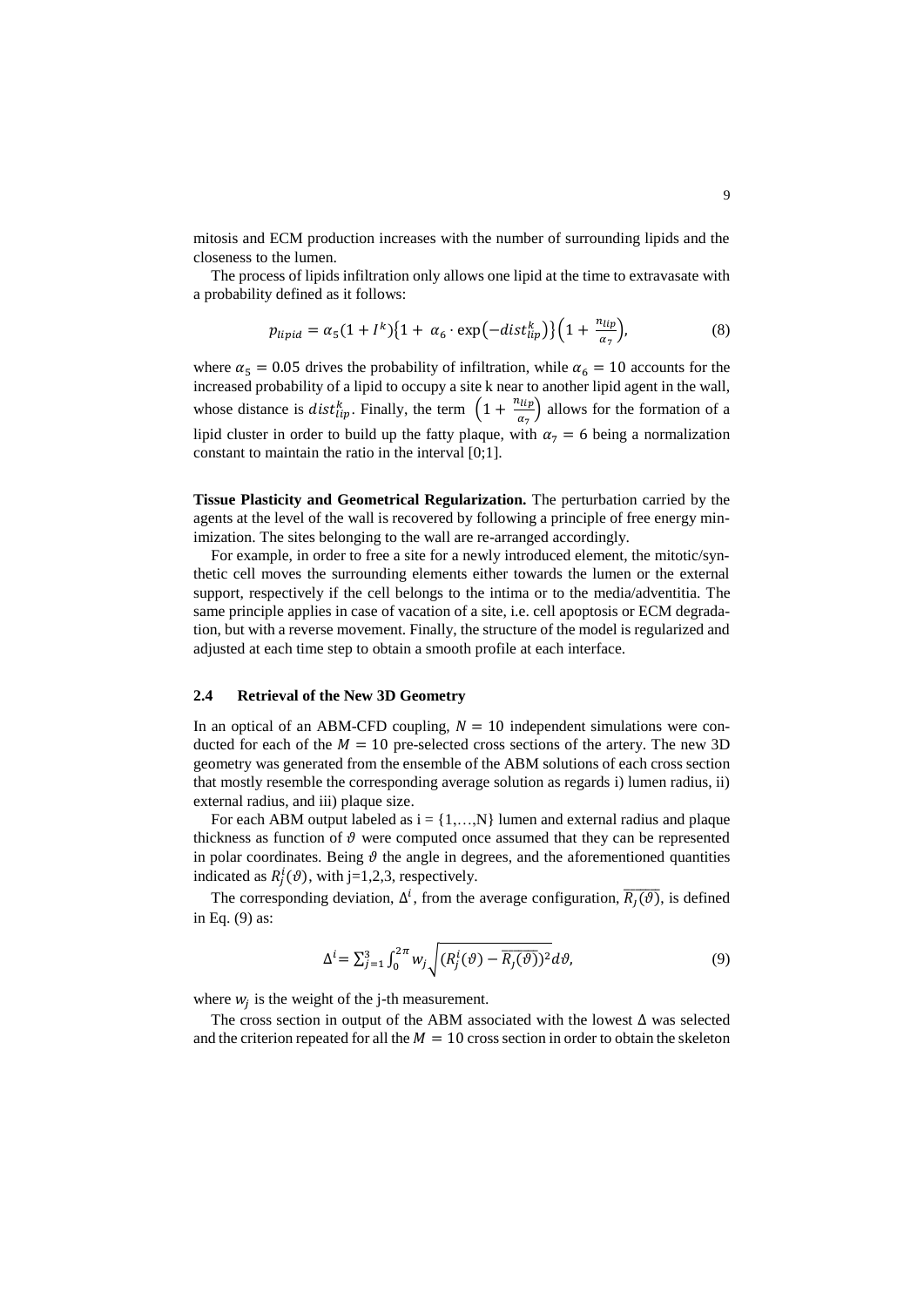mitosis and ECM production increases with the number of surrounding lipids and the closeness to the lumen.

The process of lipids infiltration only allows one lipid at the time to extravasate with a probability defined as it follows:

$$p_{lipid} = \alpha_5(1 + I^k)\{1 + \alpha_6 \cdot \exp(-dist_{lip}^k)\}\left(1 + \frac{n_{lip}}{\alpha_7}\right), \tag{8}$$

where $\alpha_5 = 0.05$ drives the probability of infiltration, while $\alpha_6 = 10$ accounts for the increased probability of a lipid to occupy a site k near to another lipid agent in the wall, whose distance is $dist_{lip}^k$. Finally, the term $\left(1 + \frac{n_{lip}}{\alpha_7}\right)$ allows for the formation of a lipid cluster in order to build up the fatty plaque, with $\alpha_7 = 6$ being a normalization constant to maintain the ratio in the interval [0;1].

**Tissue Plasticity and Geometrical Regularization.** The perturbation carried by the agents at the level of the wall is recovered by following a principle of free energy minimization. The sites belonging to the wall are re-arranged accordingly.

For example, in order to free a site for a newly introduced element, the mitotic/synthetic cell moves the surrounding elements either towards the lumen or the external support, respectively if the cell belongs to the intima or to the media/adventitia. The same principle applies in case of vacation of a site, i.e. cell apoptosis or ECM degradation, but with a reverse movement. Finally, the structure of the model is regularized and adjusted at each time step to obtain a smooth profile at each interface.

### 2.4 Retrieval of the New 3D Geometry

In an optical of an ABM-CFD coupling, $N = 10$ independent simulations were conducted for each of the $M = 10$ pre-selected cross sections of the artery. The new 3D geometry was generated from the ensemble of the ABM solutions of each cross section that mostly resemble the corresponding average solution as regards i) lumen radius, ii) external radius, and iii) plaque size.

For each ABM output labeled as i = {1,…,N} lumen and external radius and plaque thickness as function of $\vartheta$ were computed once assumed that they can be represented in polar coordinates. Being $\vartheta$ the angle in degrees, and the aforementioned quantities indicated as $R_j^i(\vartheta)$, with j=1,2,3, respectively.

The corresponding deviation, $\Delta^i$, from the average configuration, $\overline{R_j(\vartheta)}$, is defined in Eq. (9) as:

$$\Delta^i = \sum_{j=1}^{3} \int_0^{2\pi} w_j \sqrt{(R_j^i(\vartheta) - \overline{R_j(\vartheta)})^2} d\vartheta, \tag{9}$$

where $w_j$ is the weight of the j-th measurement.

The cross section in output of the ABM associated with the lowest $\Delta$ was selected and the criterion repeated for all the $M = 10$ cross section in order to obtain the skeleton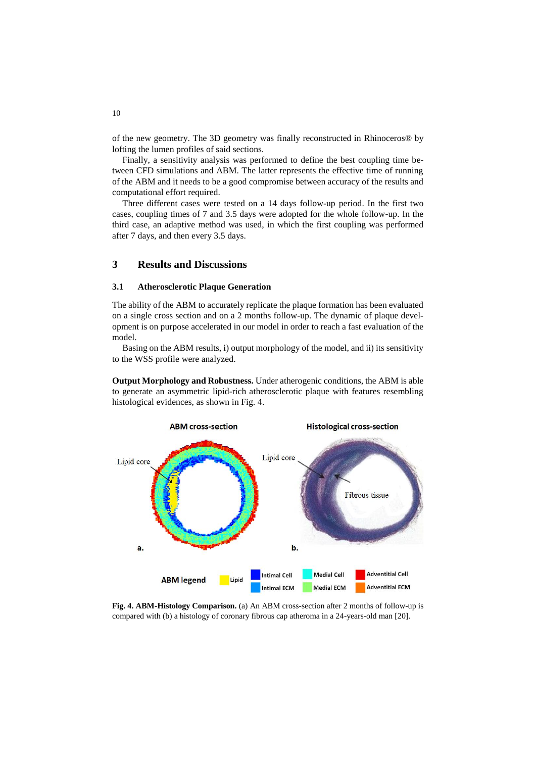of the new geometry. The 3D geometry was finally reconstructed in Rhinoceros® by lofting the lumen profiles of said sections.

Finally, a sensitivity analysis was performed to define the best coupling time between CFD simulations and ABM. The latter represents the effective time of running of the ABM and it needs to be a good compromise between accuracy of the results and computational effort required.

Three different cases were tested on a 14 days follow-up period. In the first two cases, coupling times of 7 and 3.5 days were adopted for the whole follow-up. In the third case, an adaptive method was used, in which the first coupling was performed after 7 days, and then every 3.5 days.

## 3 Results and Discussions

### 3.1 Atherosclerotic Plaque Generation

The ability of the ABM to accurately replicate the plaque formation has been evaluated on a single cross section and on a 2 months follow-up. The dynamic of plaque development is on purpose accelerated in our model in order to reach a fast evaluation of the model.

Basing on the ABM results, i) output morphology of the model, and ii) its sensitivity to the WSS profile were analyzed.

**Output Morphology and Robustness.** Under atherogenic conditions, the ABM is able to generate an asymmetric lipid-rich atherosclerotic plaque with features resembling histological evidences, as shown in Fig. 4.

**Fig. 4. ABM-Histology Comparison.** (a) An ABM cross-section after 2 months of follow-up is compared with (b) a histology of coronary fibrous cap atheroma in a 24-years-old man [20].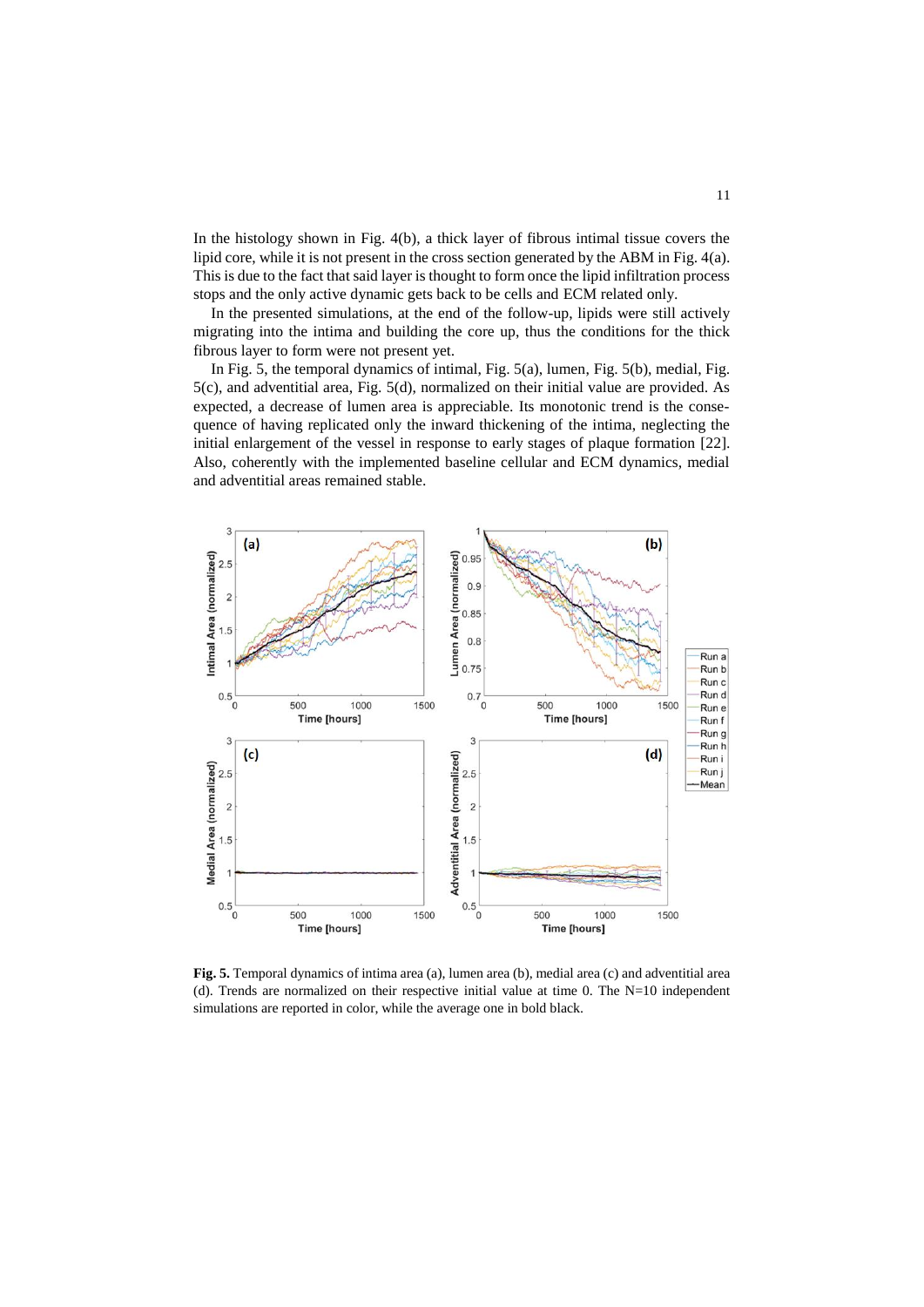In the histology shown in Fig. 4(b), a thick layer of fibrous intimal tissue covers the lipid core, while it is not present in the cross section generated by the ABM in Fig. 4(a). This is due to the fact that said layer is thought to form once the lipid infiltration process stops and the only active dynamic gets back to be cells and ECM related only.

In the presented simulations, at the end of the follow-up, lipids were still actively migrating into the intima and building the core up, thus the conditions for the thick fibrous layer to form were not present yet.

In Fig. 5, the temporal dynamics of intimal, Fig. 5(a), lumen, Fig. 5(b), medial, Fig. 5(c), and adventitial area, Fig. 5(d), normalized on their initial value are provided. As expected, a decrease of lumen area is appreciable. Its monotonic trend is the consequence of having replicated only the inward thickening of the intima, neglecting the initial enlargement of the vessel in response to early stages of plaque formation [22]. Also, coherently with the implemented baseline cellular and ECM dynamics, medial and adventitial areas remained stable.

**Fig. 5.** Temporal dynamics of intima area (a), lumen area (b), medial area (c) and adventitial area (d). Trends are normalized on their respective initial value at time 0. The N=10 independent simulations are reported in color, while the average one in bold black.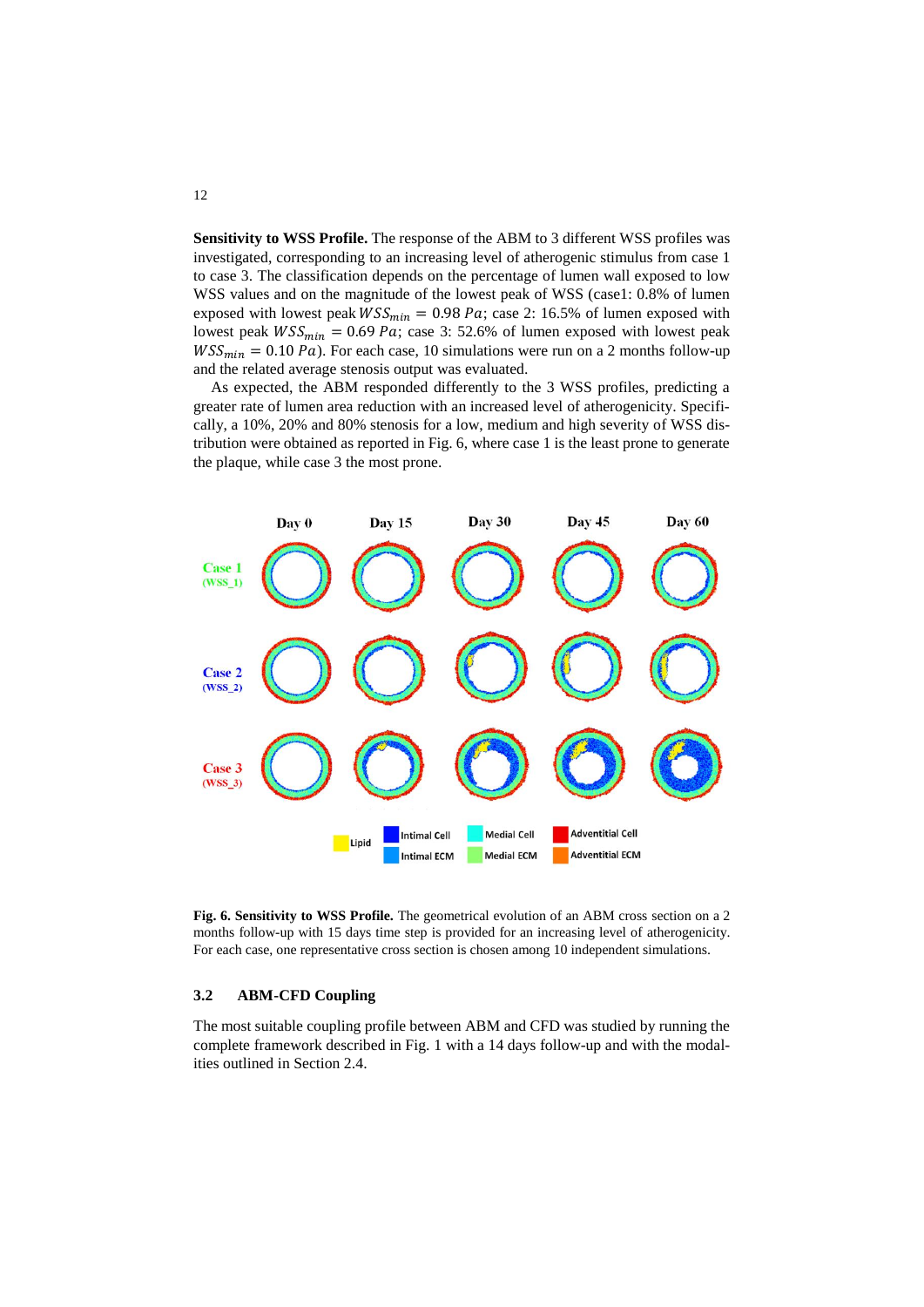**Sensitivity to WSS Profile.** The response of the ABM to 3 different WSS profiles was investigated, corresponding to an increasing level of atherogenic stimulus from case 1 to case 3. The classification depends on the percentage of lumen wall exposed to low WSS values and on the magnitude of the lowest peak of WSS (case1: 0.8% of lumen exposed with lowest peak $WSS_{min} = 0.98\ Pa$; case 2: 16.5% of lumen exposed with lowest peak $WSS_{min} = 0.69\ Pa$; case 3: 52.6% of lumen exposed with lowest peak $WSS_{min} = 0.10\ Pa$). For each case, 10 simulations were run on a 2 months follow-up and the related average stenosis output was evaluated.

As expected, the ABM responded differently to the 3 WSS profiles, predicting a greater rate of lumen area reduction with an increased level of atherogenicity. Specifically, a 10%, 20% and 80% stenosis for a low, medium and high severity of WSS distribution were obtained as reported in Fig. 6, where case 1 is the least prone to generate the plaque, while case 3 the most prone.

**Fig. 6. Sensitivity to WSS Profile.** The geometrical evolution of an ABM cross section on a 2 months follow-up with 15 days time step is provided for an increasing level of atherogenicity. For each case, one representative cross section is chosen among 10 independent simulations.

### 3.2 ABM-CFD Coupling

The most suitable coupling profile between ABM and CFD was studied by running the complete framework described in Fig. 1 with a 14 days follow-up and with the modalities outlined in Section 2.4.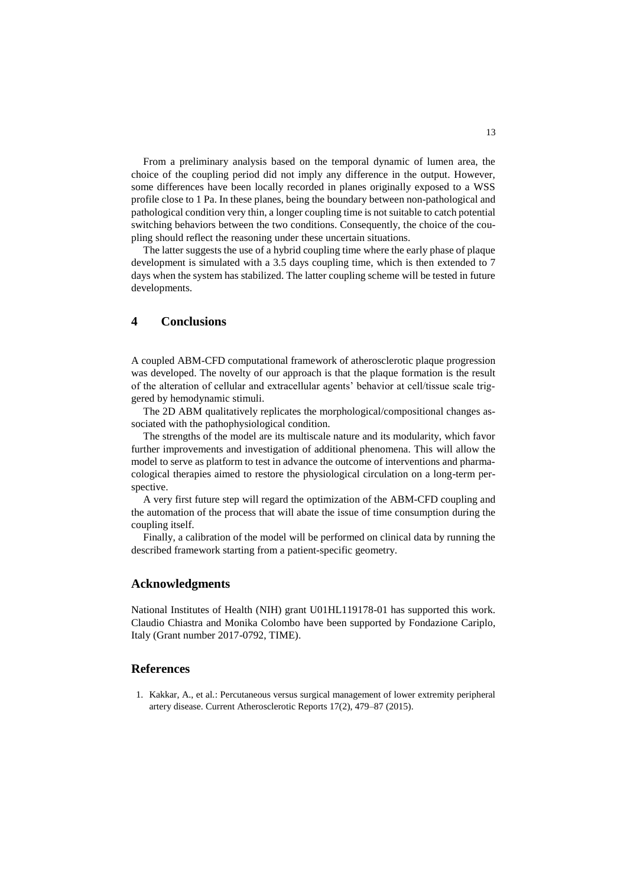From a preliminary analysis based on the temporal dynamic of lumen area, the choice of the coupling period did not imply any difference in the output. However, some differences have been locally recorded in planes originally exposed to a WSS profile close to 1 Pa. In these planes, being the boundary between non-pathological and pathological condition very thin, a longer coupling time is not suitable to catch potential switching behaviors between the two conditions. Consequently, the choice of the coupling should reflect the reasoning under these uncertain situations.

The latter suggests the use of a hybrid coupling time where the early phase of plaque development is simulated with a 3.5 days coupling time, which is then extended to 7 days when the system has stabilized. The latter coupling scheme will be tested in future developments.

## 4 Conclusions

A coupled ABM-CFD computational framework of atherosclerotic plaque progression was developed. The novelty of our approach is that the plaque formation is the result of the alteration of cellular and extracellular agents' behavior at cell/tissue scale triggered by hemodynamic stimuli.

The 2D ABM qualitatively replicates the morphological/compositional changes associated with the pathophysiological condition.

The strengths of the model are its multiscale nature and its modularity, which favor further improvements and investigation of additional phenomena. This will allow the model to serve as platform to test in advance the outcome of interventions and pharmacological therapies aimed to restore the physiological circulation on a long-term perspective.

A very first future step will regard the optimization of the ABM-CFD coupling and the automation of the process that will abate the issue of time consumption during the coupling itself.

Finally, a calibration of the model will be performed on clinical data by running the described framework starting from a patient-specific geometry.

## Acknowledgments

National Institutes of Health (NIH) grant U01HL119178-01 has supported this work. Claudio Chiastra and Monika Colombo have been supported by Fondazione Cariplo, Italy (Grant number 2017-0792, TIME).

## References

1. Kakkar, A., et al.: Percutaneous versus surgical management of lower extremity peripheral artery disease. Current Atherosclerotic Reports 17(2), 479–87 (2015).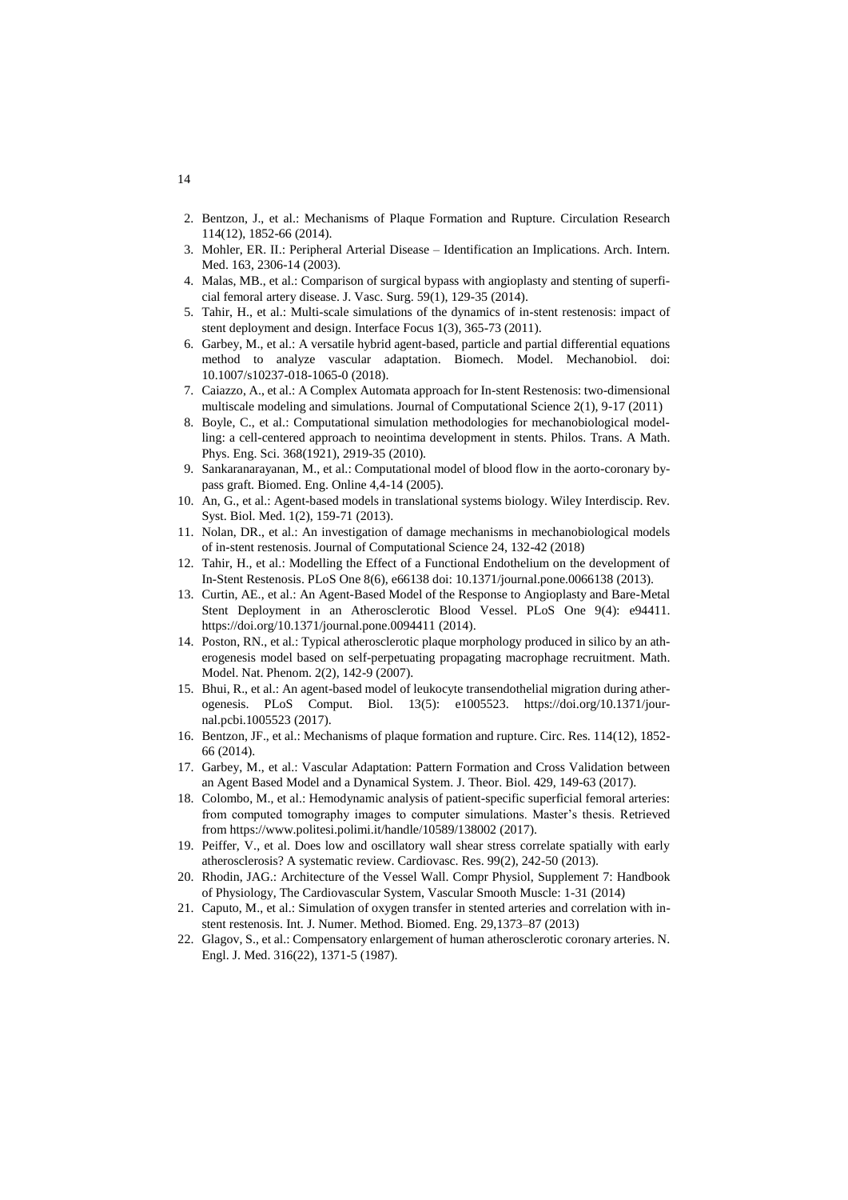2. Bentzon, J., et al.: Mechanisms of Plaque Formation and Rupture. Circulation Research 114(12), 1852-66 (2014).
3. Mohler, ER. II.: Peripheral Arterial Disease – Identification an Implications. Arch. Intern. Med. 163, 2306-14 (2003).
4. Malas, MB., et al.: Comparison of surgical bypass with angioplasty and stenting of superficial femoral artery disease. J. Vasc. Surg. 59(1), 129-35 (2014).
5. Tahir, H., et al.: Multi-scale simulations of the dynamics of in-stent restenosis: impact of stent deployment and design. Interface Focus 1(3), 365-73 (2011).
6. Garbey, M., et al.: A versatile hybrid agent-based, particle and partial differential equations method to analyze vascular adaptation. Biomech. Model. Mechanobiol. doi: 10.1007/s10237-018-1065-0 (2018).
7. Caiazzo, A., et al.: A Complex Automata approach for In-stent Restenosis: two-dimensional multiscale modeling and simulations. Journal of Computational Science 2(1), 9-17 (2011)
8. Boyle, C., et al.: Computational simulation methodologies for mechanobiological modelling: a cell-centered approach to neointima development in stents. Philos. Trans. A Math. Phys. Eng. Sci. 368(1921), 2919-35 (2010).
9. Sankaranarayanan, M., et al.: Computational model of blood flow in the aorto-coronary bypass graft. Biomed. Eng. Online 4,4-14 (2005).
10. An, G., et al.: Agent-based models in translational systems biology. Wiley Interdiscip. Rev. Syst. Biol. Med. 1(2), 159-71 (2013).
11. Nolan, DR., et al.: An investigation of damage mechanisms in mechanobiological models of in-stent restenosis. Journal of Computational Science 24, 132-42 (2018)
12. Tahir, H., et al.: Modelling the Effect of a Functional Endothelium on the development of In-Stent Restenosis. PLoS One 8(6), e66138 doi: 10.1371/journal.pone.0066138 (2013).
13. Curtin, AE., et al.: An Agent-Based Model of the Response to Angioplasty and Bare-Metal Stent Deployment in an Atherosclerotic Blood Vessel. PLoS One 9(4): e94411. https://doi.org/10.1371/journal.pone.0094411 (2014).
14. Poston, RN., et al.: Typical atherosclerotic plaque morphology produced in silico by an atherogenesis model based on self-perpetuating propagating macrophage recruitment. Math. Model. Nat. Phenom. 2(2), 142-9 (2007).
15. Bhui, R., et al.: An agent-based model of leukocyte transendothelial migration during atherogenesis. PLoS Comput. Biol. 13(5): e1005523. https://doi.org/10.1371/journal.pcbi.1005523 (2017).
16. Bentzon, JF., et al.: Mechanisms of plaque formation and rupture. Circ. Res. 114(12), 1852-66 (2014).
17. Garbey, M., et al.: Vascular Adaptation: Pattern Formation and Cross Validation between an Agent Based Model and a Dynamical System. J. Theor. Biol. 429, 149-63 (2017).
18. Colombo, M., et al.: Hemodynamic analysis of patient-specific superficial femoral arteries: from computed tomography images to computer simulations. Master's thesis. Retrieved from https://www.politesi.polimi.it/handle/10589/138002 (2017).
19. Peiffer, V., et al. Does low and oscillatory wall shear stress correlate spatially with early atherosclerosis? A systematic review. Cardiovasc. Res. 99(2), 242-50 (2013).
20. Rhodin, JAG.: Architecture of the Vessel Wall. Compr Physiol, Supplement 7: Handbook of Physiology, The Cardiovascular System, Vascular Smooth Muscle: 1-31 (2014)
21. Caputo, M., et al.: Simulation of oxygen transfer in stented arteries and correlation with in-stent restenosis. Int. J. Numer. Method. Biomed. Eng. 29,1373–87 (2013)
22. Glagov, S., et al.: Compensatory enlargement of human atherosclerotic coronary arteries. N. Engl. J. Med. 316(22), 1371-5 (1987).